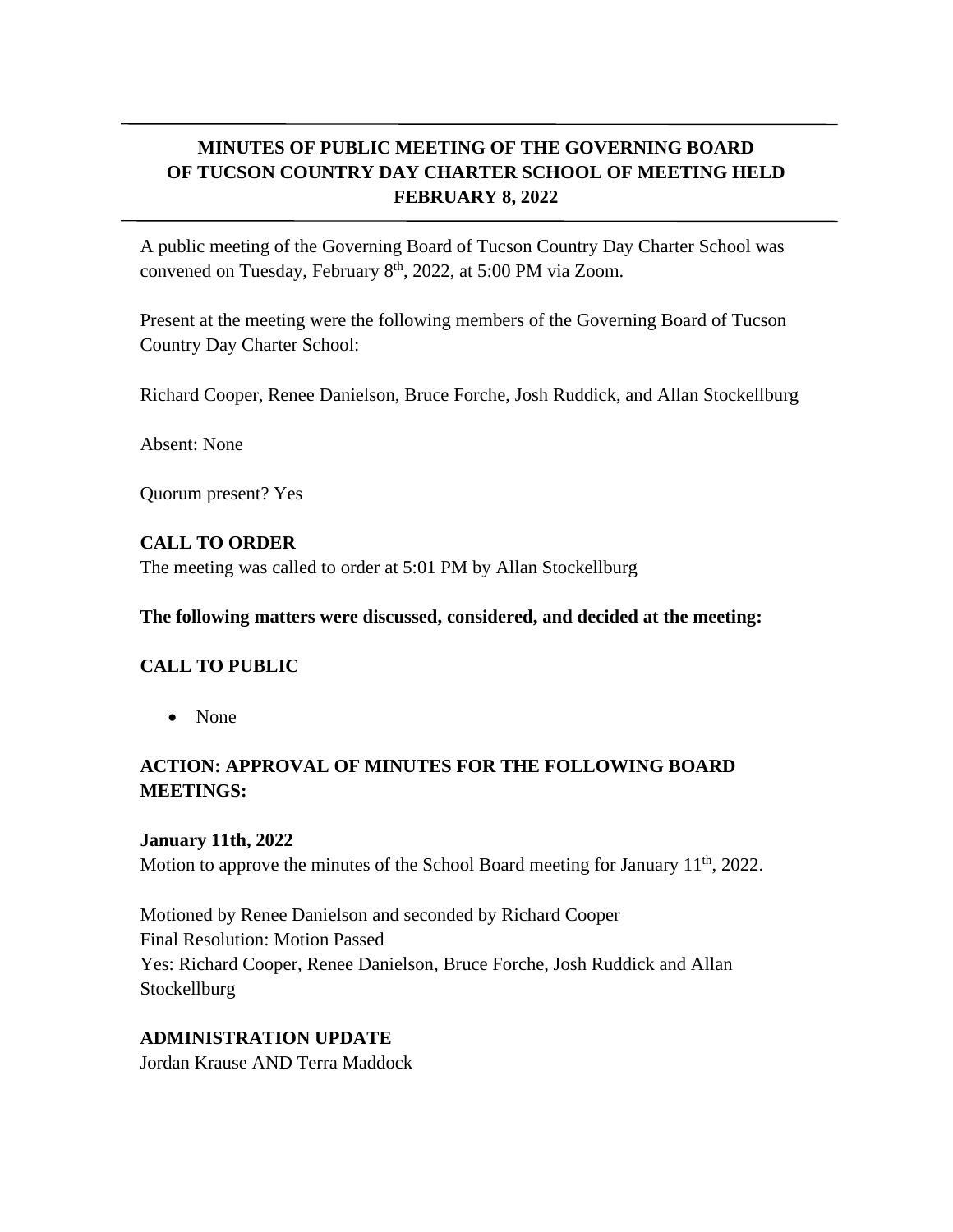# MINUTES OF PUBLIC MEETING OF THE GOVERNING BOARD OF TUCSON COUNTRY DAY CHARTER SCHOOL OF MEETING HELD FEBRUARY 8, 2022

A public meeting of the Governing Board of Tucson Country Day Charter School was convened on Tuesday, February 8th, 2022, at 5:00 PM via Zoom.

Present at the meeting were the following members of the Governing Board of Tucson Country Day Charter School:

Richard Cooper, Renee Danielson, Bruce Forche, Josh Ruddick, and Allan Stockellburg

Absent: None

Quorum present? Yes

**CALL TO ORDER**

The meeting was called to order at 5:01 PM by Allan Stockellburg

**The following matters were discussed, considered, and decided at the meeting:**

**CALL TO PUBLIC**

- None

**ACTION: APPROVAL OF MINUTES FOR THE FOLLOWING BOARD MEETINGS:**

**January 11th, 2022**

Motion to approve the minutes of the School Board meeting for January 11th, 2022.

Motioned by Renee Danielson and seconded by Richard Cooper
Final Resolution: Motion Passed
Yes: Richard Cooper, Renee Danielson, Bruce Forche, Josh Ruddick and Allan Stockellburg

**ADMINISTRATION UPDATE**

Jordan Krause AND Terra Maddock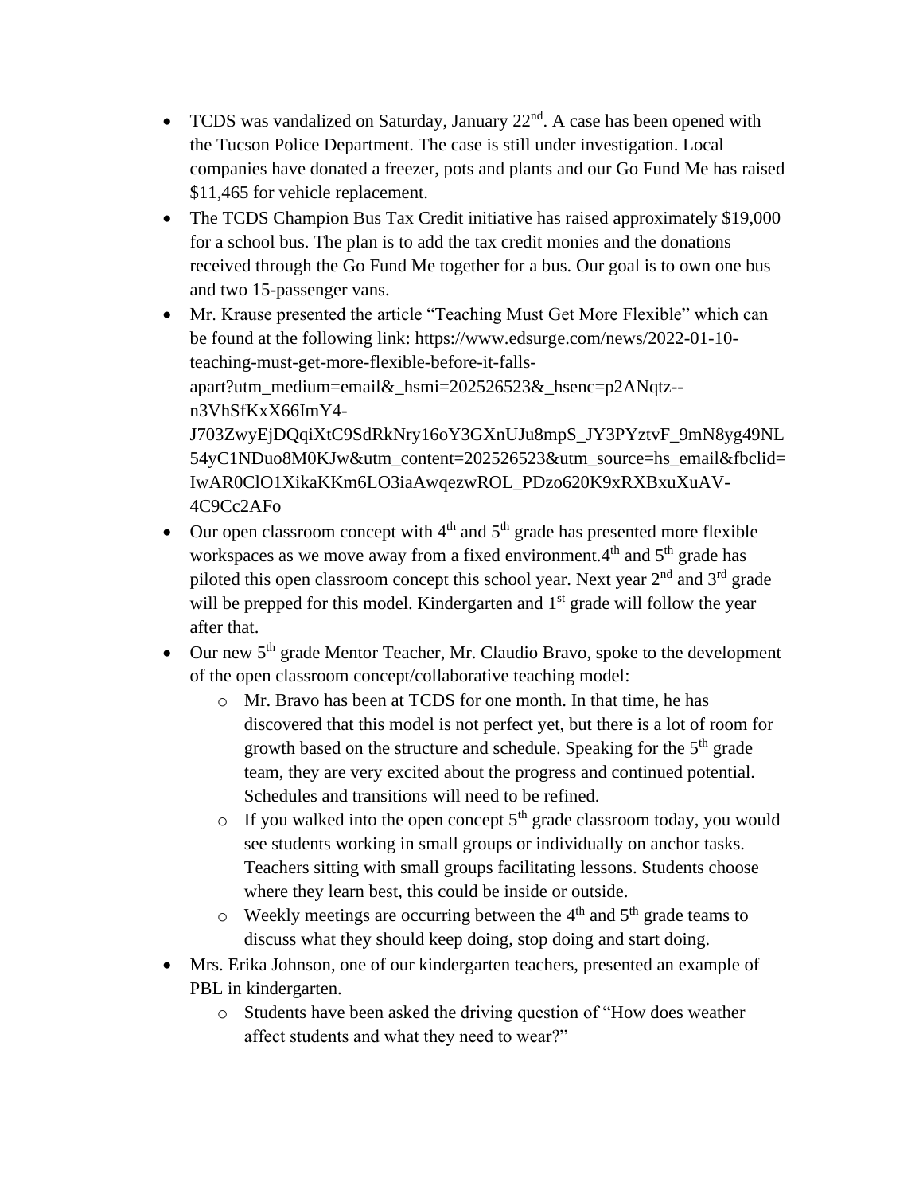- TCDS was vandalized on Saturday, January 22nd. A case has been opened with the Tucson Police Department. The case is still under investigation. Local companies have donated a freezer, pots and plants and our Go Fund Me has raised $11,465 for vehicle replacement.
- The TCDS Champion Bus Tax Credit initiative has raised approximately $19,000 for a school bus. The plan is to add the tax credit monies and the donations received through the Go Fund Me together for a bus. Our goal is to own one bus and two 15-passenger vans.
- Mr. Krause presented the article "Teaching Must Get More Flexible" which can be found at the following link: https://www.edsurge.com/news/2022-01-10-teaching-must-get-more-flexible-before-it-falls-apart?utm_medium=email&_hsmi=202526523&_hsenc=p2ANqtz--n3VhSfKxX66ImY4-J703ZwyEjDQqiXtC9SdRkNry16oY3GXnUJu8mpS_JY3PYztvF_9mN8yg49NL54yC1NDuo8M0KJw&utm_content=202526523&utm_source=hs_email&fbclid=IwAR0ClO1XikaKKm6LO3iaAwqezwROL_PDzo620K9xRXBxuXuAV-4C9Cc2AFo
- Our open classroom concept with 4th and 5th grade has presented more flexible workspaces as we move away from a fixed environment.4th and 5th grade has piloted this open classroom concept this school year. Next year 2nd and 3rd grade will be prepped for this model. Kindergarten and 1st grade will follow the year after that.
- Our new 5th grade Mentor Teacher, Mr. Claudio Bravo, spoke to the development of the open classroom concept/collaborative teaching model:
  - Mr. Bravo has been at TCDS for one month. In that time, he has discovered that this model is not perfect yet, but there is a lot of room for growth based on the structure and schedule. Speaking for the 5th grade team, they are very excited about the progress and continued potential. Schedules and transitions will need to be refined.
  - If you walked into the open concept 5th grade classroom today, you would see students working in small groups or individually on anchor tasks. Teachers sitting with small groups facilitating lessons. Students choose where they learn best, this could be inside or outside.
  - Weekly meetings are occurring between the 4th and 5th grade teams to discuss what they should keep doing, stop doing and start doing.
- Mrs. Erika Johnson, one of our kindergarten teachers, presented an example of PBL in kindergarten.
  - Students have been asked the driving question of "How does weather affect students and what they need to wear?"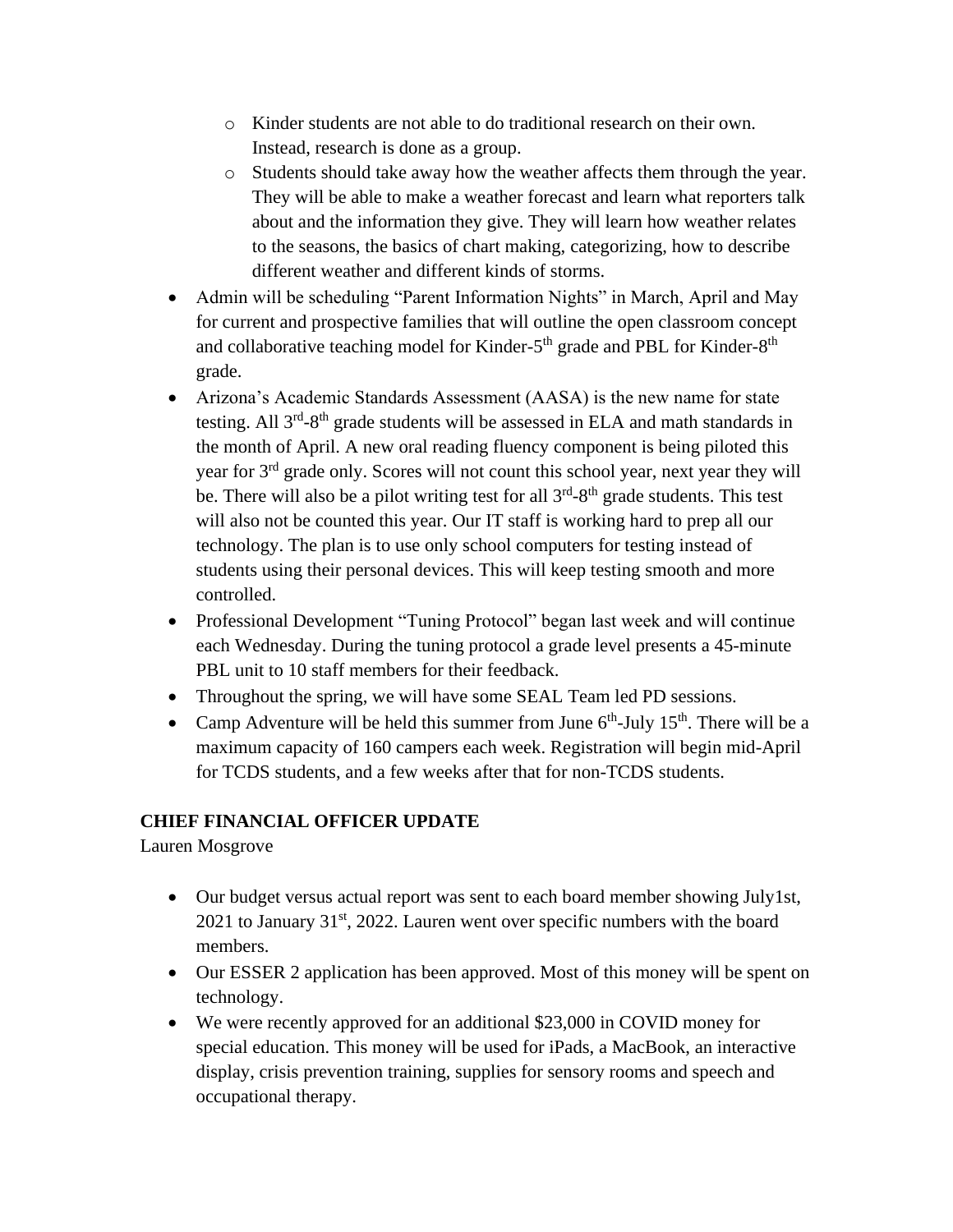- Kinder students are not able to do traditional research on their own. Instead, research is done as a group.
  - Students should take away how the weather affects them through the year. They will be able to make a weather forecast and learn what reporters talk about and the information they give. They will learn how weather relates to the seasons, the basics of chart making, categorizing, how to describe different weather and different kinds of storms.
- Admin will be scheduling "Parent Information Nights" in March, April and May for current and prospective families that will outline the open classroom concept and collaborative teaching model for Kinder-5th grade and PBL for Kinder-8th grade.
- Arizona's Academic Standards Assessment (AASA) is the new name for state testing. All 3rd-8th grade students will be assessed in ELA and math standards in the month of April. A new oral reading fluency component is being piloted this year for 3rd grade only. Scores will not count this school year, next year they will be. There will also be a pilot writing test for all 3rd-8th grade students. This test will also not be counted this year. Our IT staff is working hard to prep all our technology. The plan is to use only school computers for testing instead of students using their personal devices. This will keep testing smooth and more controlled.
- Professional Development "Tuning Protocol" began last week and will continue each Wednesday. During the tuning protocol a grade level presents a 45-minute PBL unit to 10 staff members for their feedback.
- Throughout the spring, we will have some SEAL Team led PD sessions.
- Camp Adventure will be held this summer from June 6th-July 15th. There will be a maximum capacity of 160 campers each week. Registration will begin mid-April for TCDS students, and a few weeks after that for non-TCDS students.

**CHIEF FINANCIAL OFFICER UPDATE**

Lauren Mosgrove

- Our budget versus actual report was sent to each board member showing July1st, 2021 to January 31st, 2022. Lauren went over specific numbers with the board members.
- Our ESSER 2 application has been approved. Most of this money will be spent on technology.
- We were recently approved for an additional $23,000 in COVID money for special education. This money will be used for iPads, a MacBook, an interactive display, crisis prevention training, supplies for sensory rooms and speech and occupational therapy.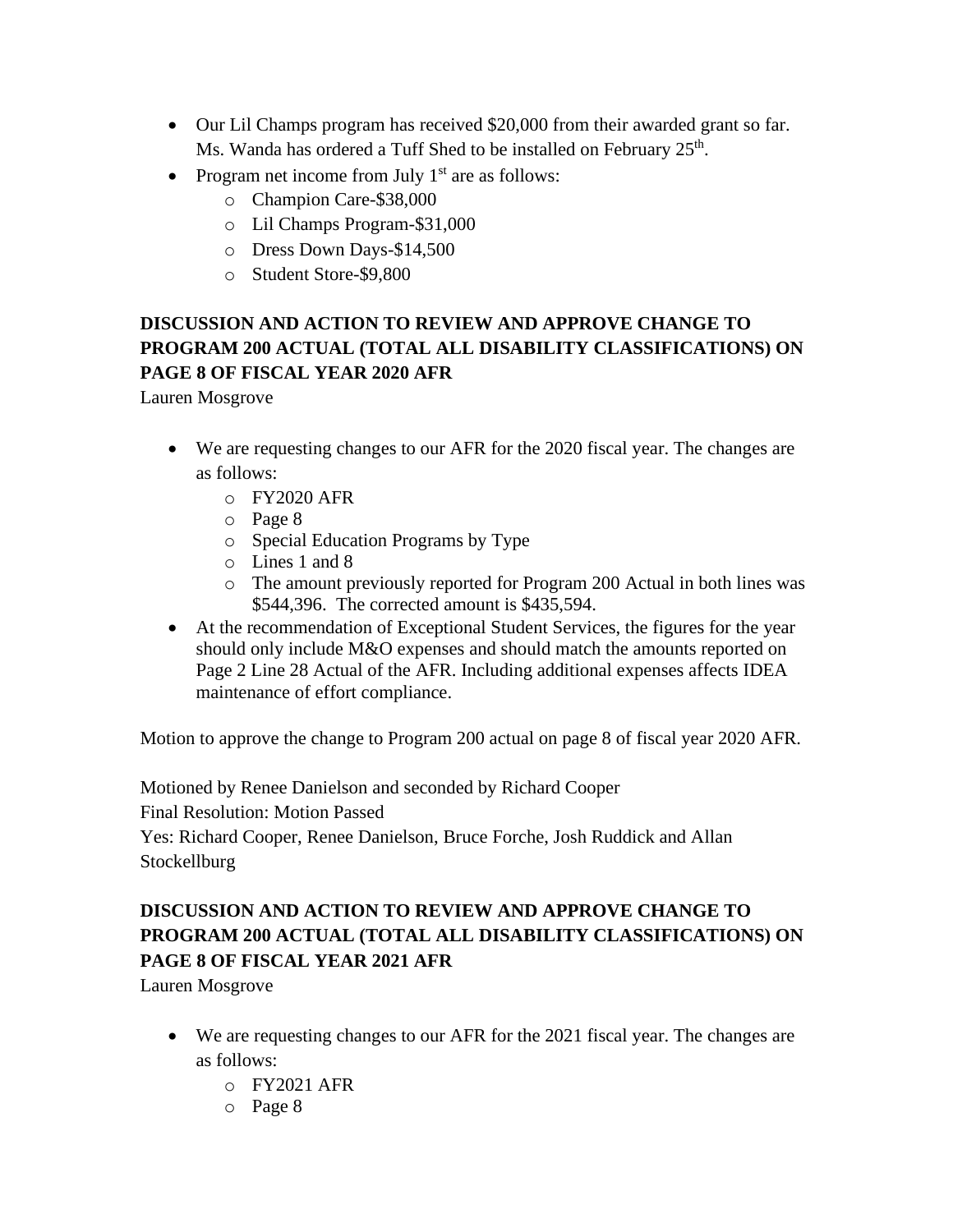- Our Lil Champs program has received $20,000 from their awarded grant so far. Ms. Wanda has ordered a Tuff Shed to be installed on February 25th.
- Program net income from July 1st are as follows:
  - Champion Care-$38,000
  - Lil Champs Program-$31,000
  - Dress Down Days-$14,500
  - Student Store-$9,800

**DISCUSSION AND ACTION TO REVIEW AND APPROVE CHANGE TO PROGRAM 200 ACTUAL (TOTAL ALL DISABILITY CLASSIFICATIONS) ON PAGE 8 OF FISCAL YEAR 2020 AFR**

Lauren Mosgrove

- We are requesting changes to our AFR for the 2020 fiscal year. The changes are as follows:
  - FY2020 AFR
  - Page 8
  - Special Education Programs by Type
  - Lines 1 and 8
  - The amount previously reported for Program 200 Actual in both lines was $544,396. The corrected amount is $435,594.
- At the recommendation of Exceptional Student Services, the figures for the year should only include M&O expenses and should match the amounts reported on Page 2 Line 28 Actual of the AFR. Including additional expenses affects IDEA maintenance of effort compliance.

Motion to approve the change to Program 200 actual on page 8 of fiscal year 2020 AFR.

Motioned by Renee Danielson and seconded by Richard Cooper

Final Resolution: Motion Passed

Yes: Richard Cooper, Renee Danielson, Bruce Forche, Josh Ruddick and Allan Stockellburg

**DISCUSSION AND ACTION TO REVIEW AND APPROVE CHANGE TO PROGRAM 200 ACTUAL (TOTAL ALL DISABILITY CLASSIFICATIONS) ON PAGE 8 OF FISCAL YEAR 2021 AFR**

Lauren Mosgrove

- We are requesting changes to our AFR for the 2021 fiscal year. The changes are as follows:
  - FY2021 AFR
  - Page 8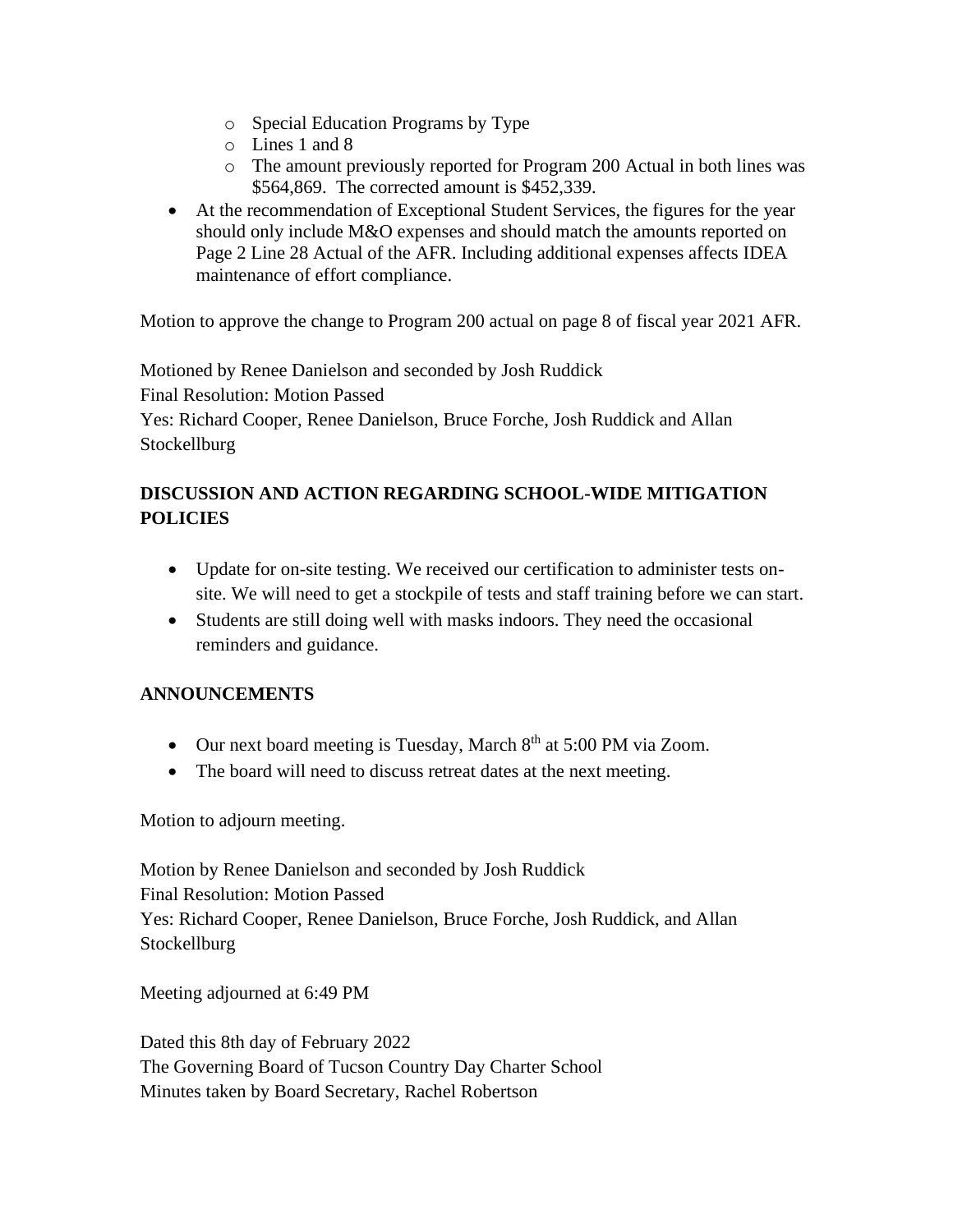- Special Education Programs by Type
  - Lines 1 and 8
  - The amount previously reported for Program 200 Actual in both lines was $564,869. The corrected amount is $452,339.
- At the recommendation of Exceptional Student Services, the figures for the year should only include M&O expenses and should match the amounts reported on Page 2 Line 28 Actual of the AFR. Including additional expenses affects IDEA maintenance of effort compliance.

Motion to approve the change to Program 200 actual on page 8 of fiscal year 2021 AFR.

Motioned by Renee Danielson and seconded by Josh Ruddick
Final Resolution: Motion Passed
Yes: Richard Cooper, Renee Danielson, Bruce Forche, Josh Ruddick and Allan Stockellburg

**DISCUSSION AND ACTION REGARDING SCHOOL-WIDE MITIGATION POLICIES**

- Update for on-site testing. We received our certification to administer tests on-site. We will need to get a stockpile of tests and staff training before we can start.
- Students are still doing well with masks indoors. They need the occasional reminders and guidance.

**ANNOUNCEMENTS**

- Our next board meeting is Tuesday, March 8th at 5:00 PM via Zoom.
- The board will need to discuss retreat dates at the next meeting.

Motion to adjourn meeting.

Motion by Renee Danielson and seconded by Josh Ruddick
Final Resolution: Motion Passed
Yes: Richard Cooper, Renee Danielson, Bruce Forche, Josh Ruddick, and Allan Stockellburg

Meeting adjourned at 6:49 PM

Dated this 8th day of February 2022
The Governing Board of Tucson Country Day Charter School
Minutes taken by Board Secretary, Rachel Robertson